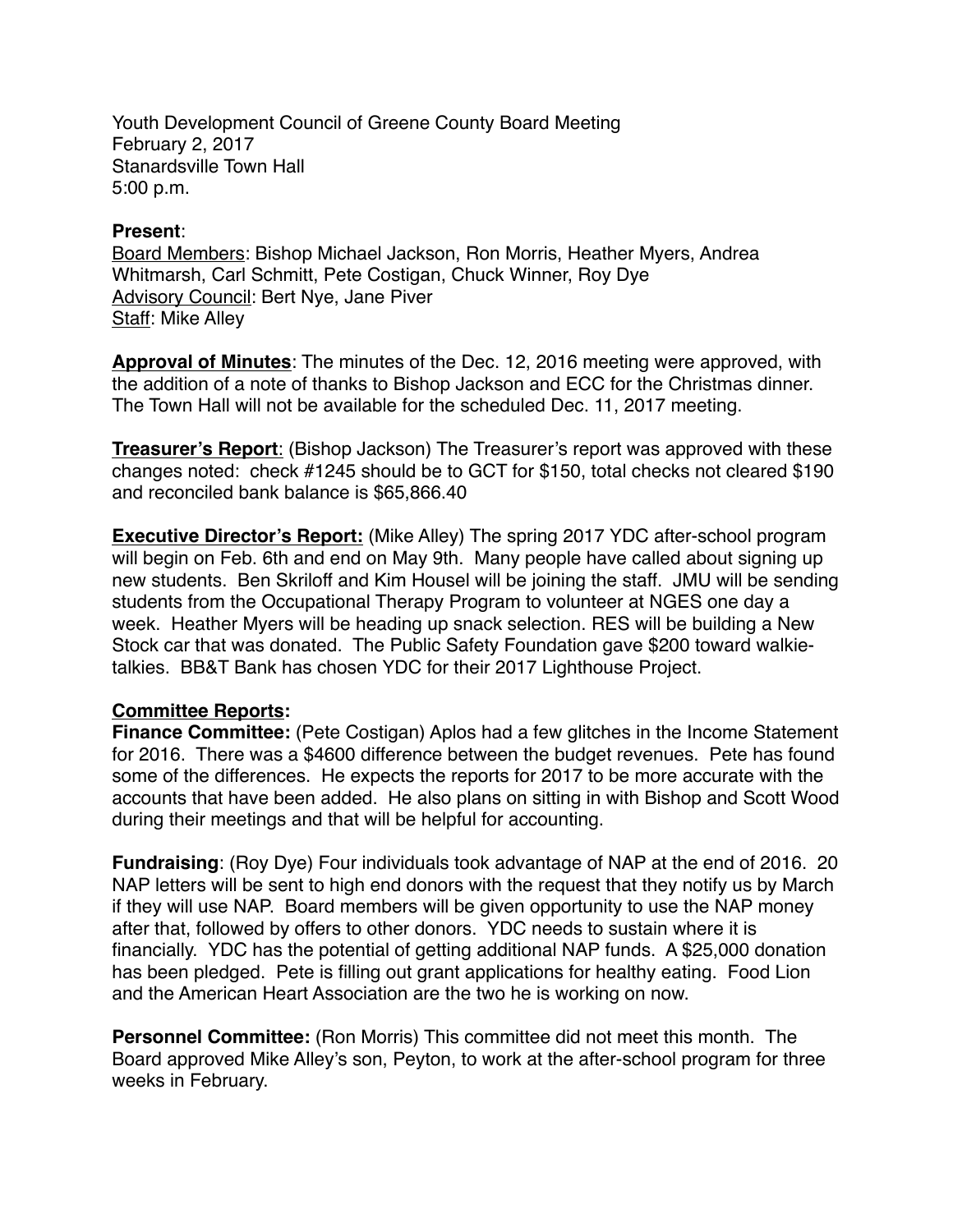Youth Development Council of Greene County Board Meeting
February 2, 2017
Stanardsville Town Hall
5:00 p.m.

**Present**:
Board Members: Bishop Michael Jackson, Ron Morris, Heather Myers, Andrea Whitmarsh, Carl Schmitt, Pete Costigan, Chuck Winner, Roy Dye
Advisory Council: Bert Nye, Jane Piver
Staff: Mike Alley

**Approval of Minutes**: The minutes of the Dec. 12, 2016 meeting were approved, with the addition of a note of thanks to Bishop Jackson and ECC for the Christmas dinner. The Town Hall will not be available for the scheduled Dec. 11, 2017 meeting.

**Treasurer's Report**: (Bishop Jackson) The Treasurer's report was approved with these changes noted: check #1245 should be to GCT for $150, total checks not cleared $190 and reconciled bank balance is $65,866.40

**Executive Director's Report:** (Mike Alley) The spring 2017 YDC after-school program will begin on Feb. 6th and end on May 9th. Many people have called about signing up new students. Ben Skriloff and Kim Housel will be joining the staff. JMU will be sending students from the Occupational Therapy Program to volunteer at NGES one day a week. Heather Myers will be heading up snack selection. RES will be building a New Stock car that was donated. The Public Safety Foundation gave $200 toward walkie-talkies. BB&T Bank has chosen YDC for their 2017 Lighthouse Project.

**Committee Reports:**

**Finance Committee:** (Pete Costigan) Aplos had a few glitches in the Income Statement for 2016. There was a $4600 difference between the budget revenues. Pete has found some of the differences. He expects the reports for 2017 to be more accurate with the accounts that have been added. He also plans on sitting in with Bishop and Scott Wood during their meetings and that will be helpful for accounting.

**Fundraising**: (Roy Dye) Four individuals took advantage of NAP at the end of 2016. 20 NAP letters will be sent to high end donors with the request that they notify us by March if they will use NAP. Board members will be given opportunity to use the NAP money after that, followed by offers to other donors. YDC needs to sustain where it is financially. YDC has the potential of getting additional NAP funds. A $25,000 donation has been pledged. Pete is filling out grant applications for healthy eating. Food Lion and the American Heart Association are the two he is working on now.

**Personnel Committee:** (Ron Morris) This committee did not meet this month. The Board approved Mike Alley's son, Peyton, to work at the after-school program for three weeks in February.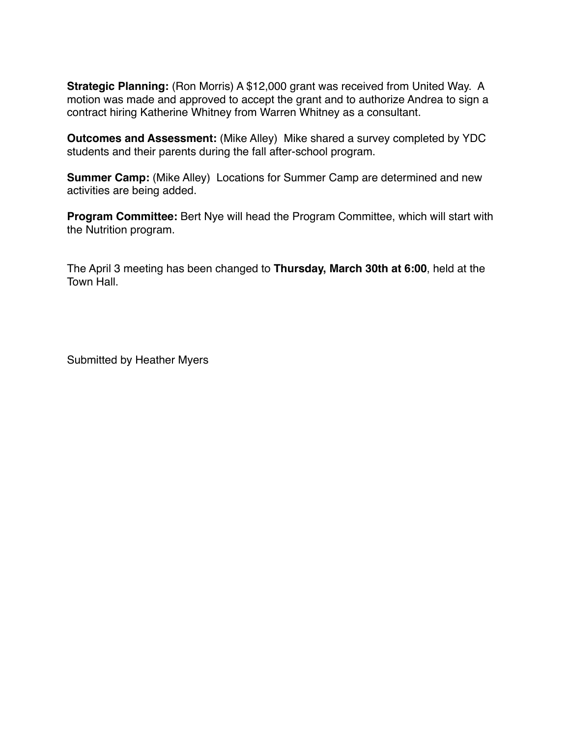**Strategic Planning:** (Ron Morris) A $12,000 grant was received from United Way. A motion was made and approved to accept the grant and to authorize Andrea to sign a contract hiring Katherine Whitney from Warren Whitney as a consultant.

**Outcomes and Assessment:** (Mike Alley) Mike shared a survey completed by YDC students and their parents during the fall after-school program.

**Summer Camp:** (Mike Alley) Locations for Summer Camp are determined and new activities are being added.

**Program Committee:** Bert Nye will head the Program Committee, which will start with the Nutrition program.

The April 3 meeting has been changed to **Thursday, March 30th at 6:00**, held at the Town Hall.

Submitted by Heather Myers